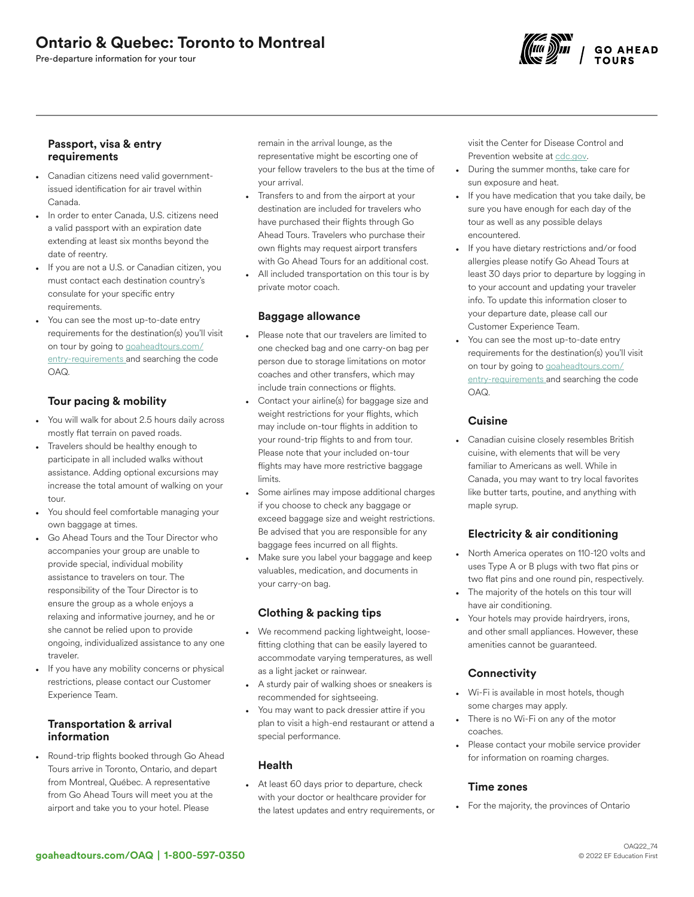# Ontario & Quebec: Toronto to Montreal

Pre-departure information for your tour

### Passport, visa & entry requirements

- Canadian citizens need valid government-issued identification for air travel within Canada.
- In order to enter Canada, U.S. citizens need a valid passport with an expiration date extending at least six months beyond the date of reentry.
- If you are not a U.S. or Canadian citizen, you must contact each destination country's consulate for your specific entry requirements.
- You can see the most up-to-date entry requirements for the destination(s) you'll visit on tour by going to goaheadtours.com/entry-requirements and searching the code OAQ.

### Tour pacing & mobility

- You will walk for about 2.5 hours daily across mostly flat terrain on paved roads.
- Travelers should be healthy enough to participate in all included walks without assistance. Adding optional excursions may increase the total amount of walking on your tour.
- You should feel comfortable managing your own baggage at times.
- Go Ahead Tours and the Tour Director who accompanies your group are unable to provide special, individual mobility assistance to travelers on tour. The responsibility of the Tour Director is to ensure the group as a whole enjoys a relaxing and informative journey, and he or she cannot be relied upon to provide ongoing, individualized assistance to any one traveler.
- If you have any mobility concerns or physical restrictions, please contact our Customer Experience Team.

### Transportation & arrival information

- Round-trip flights booked through Go Ahead Tours arrive in Toronto, Ontario, and depart from Montreal, Québec. A representative from Go Ahead Tours will meet you at the airport and take you to your hotel. Please remain in the arrival lounge, as the representative might be escorting one of your fellow travelers to the bus at the time of your arrival.
- Transfers to and from the airport at your destination are included for travelers who have purchased their flights through Go Ahead Tours. Travelers who purchase their own flights may request airport transfers with Go Ahead Tours for an additional cost.
- All included transportation on this tour is by private motor coach.

### Baggage allowance

- Please note that our travelers are limited to one checked bag and one carry-on bag per person due to storage limitations on motor coaches and other transfers, which may include train connections or flights.
- Contact your airline(s) for baggage size and weight restrictions for your flights, which may include on-tour flights in addition to your round-trip flights to and from tour. Please note that your included on-tour flights may have more restrictive baggage limits.
- Some airlines may impose additional charges if you choose to check any baggage or exceed baggage size and weight restrictions. Be advised that you are responsible for any baggage fees incurred on all flights.
- Make sure you label your baggage and keep valuables, medication, and documents in your carry-on bag.

### Clothing & packing tips

- We recommend packing lightweight, loose-fitting clothing that can be easily layered to accommodate varying temperatures, as well as a light jacket or rainwear.
- A sturdy pair of walking shoes or sneakers is recommended for sightseeing.
- You may want to pack dressier attire if you plan to visit a high-end restaurant or attend a special performance.

### Health

- At least 60 days prior to departure, check with your doctor or healthcare provider for the latest updates and entry requirements, or visit the Center for Disease Control and Prevention website at cdc.gov.
- During the summer months, take care for sun exposure and heat.
- If you have medication that you take daily, be sure you have enough for each day of the tour as well as any possible delays encountered.
- If you have dietary restrictions and/or food allergies please notify Go Ahead Tours at least 30 days prior to departure by logging in to your account and updating your traveler info. To update this information closer to your departure date, please call our Customer Experience Team.
- You can see the most up-to-date entry requirements for the destination(s) you'll visit on tour by going to goaheadtours.com/entry-requirements and searching the code OAQ.

### Cuisine

- Canadian cuisine closely resembles British cuisine, with elements that will be very familiar to Americans as well. While in Canada, you may want to try local favorites like butter tarts, poutine, and anything with maple syrup.

### Electricity & air conditioning

- North America operates on 110-120 volts and uses Type A or B plugs with two flat pins or two flat pins and one round pin, respectively.
- The majority of the hotels on this tour will have air conditioning.
- Your hotels may provide hairdryers, irons, and other small appliances. However, these amenities cannot be guaranteed.

### Connectivity

- Wi-Fi is available in most hotels, though some charges may apply.
- There is no Wi-Fi on any of the motor coaches.
- Please contact your mobile service provider for information on roaming charges.

### Time zones

- For the majority, the provinces of Ontario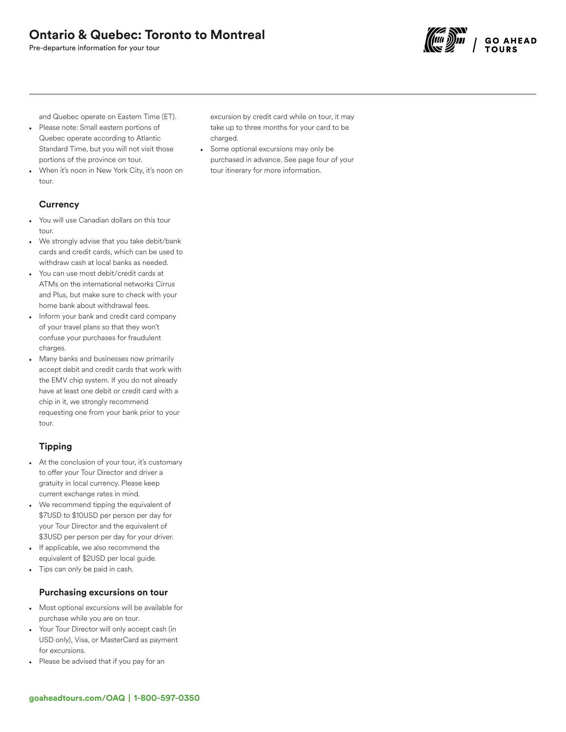and Quebec operate on Eastern Time (ET).

- Please note: Small eastern portions of Quebec operate according to Atlantic Standard Time, but you will not visit those portions of the province on tour.
- When it's noon in New York City, it's noon on tour.

### Currency

- You will use Canadian dollars on this tour tour.
- We strongly advise that you take debit/bank cards and credit cards, which can be used to withdraw cash at local banks as needed.
- You can use most debit/credit cards at ATMs on the international networks Cirrus and Plus, but make sure to check with your home bank about withdrawal fees.
- Inform your bank and credit card company of your travel plans so that they won't confuse your purchases for fraudulent charges.
- Many banks and businesses now primarily accept debit and credit cards that work with the EMV chip system. If you do not already have at least one debit or credit card with a chip in it, we strongly recommend requesting one from your bank prior to your tour.

### Tipping

- At the conclusion of your tour, it's customary to offer your Tour Director and driver a gratuity in local currency. Please keep current exchange rates in mind.
- We recommend tipping the equivalent of $7USD to $10USD per person per day for your Tour Director and the equivalent of $3USD per person per day for your driver.
- If applicable, we also recommend the equivalent of $2USD per local guide.
- Tips can only be paid in cash.

### Purchasing excursions on tour

- Most optional excursions will be available for purchase while you are on tour.
- Your Tour Director will only accept cash (in USD only), Visa, or MasterCard as payment for excursions.
- Please be advised that if you pay for an excursion by credit card while on tour, it may take up to three months for your card to be charged.
- Some optional excursions may only be purchased in advance. See page four of your tour itinerary for more information.